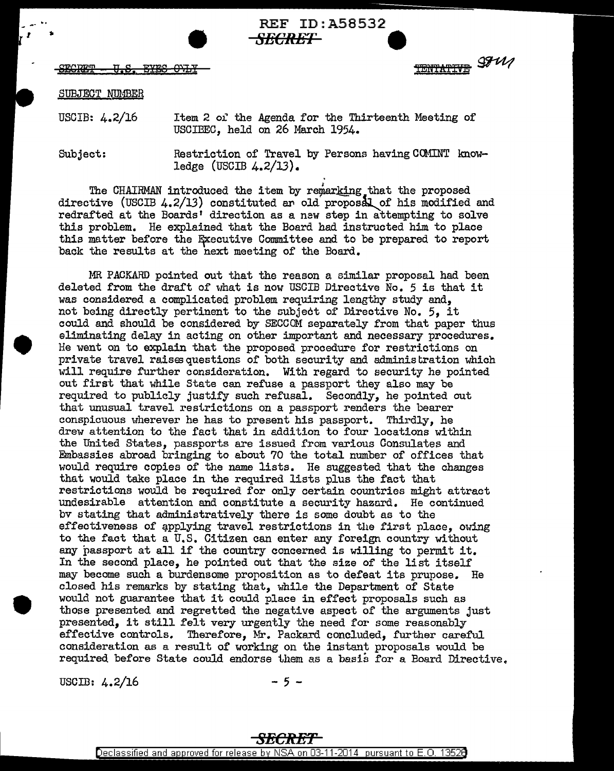REF ID:A58532

~~SECRET~~

~~SECRET - U.S. EYES ONLY~~ ~~TENTATIVE~~ 9711

SUBJECT NUMBER

USCIB: 4.2/16 Item 2 of the Agenda for the Thirteenth Meeting of USCIBEC, held on 26 March 1954.

Subject: Restriction of Travel by Persons having COMINT knowledge (USCIB 4.2/13).

The CHAIRMAN introduced the item by remarking that the proposed directive (USCIB 4.2/13) constituted an old proposal of his modified and redrafted at the Boards' direction as a new step in attempting to solve this problem. He explained that the Board had instructed him to place this matter before the Executive Committee and to be prepared to report back the results at the next meeting of the Board.

MR PACKARD pointed out that the reason a similar proposal had been deleted from the draft of what is now USCIB Directive No. 5 is that it was considered a complicated problem requiring lengthy study and, not being directly pertinent to the subject of Directive No. 5, it could and should be considered by SECCOM separately from that paper thus eliminating delay in acting on other important and necessary procedures. He went on to explain that the proposed procedure for restrictions on private travel raises questions of both security and administration which will require further consideration. With regard to security he pointed out first that while State can refuse a passport they also may be required to publicly justify such refusal. Secondly, he pointed out that unusual travel restrictions on a passport renders the bearer conspicuous wherever he has to present his passport. Thirdly, he drew attention to the fact that in addition to four locations within the United States, passports are issued from various Consulates and Embassies abroad bringing to about 70 the total number of offices that would require copies of the name lists. He suggested that the changes that would take place in the required lists plus the fact that restrictions would be required for only certain countries might attract undesirable attention and constitute a security hazard. He continued by stating that administratively there is some doubt as to the effectiveness of applying travel restrictions in the first place, owing to the fact that a U.S. Citizen can enter any foreign country without any passport at all if the country concerned is willing to permit it. In the second place, he pointed out that the size of the list itself may become such a burdensome proposition as to defeat its prupose. He closed his remarks by stating that, while the Department of State would not guarantee that it could place in effect proposals such as those presented and regretted the negative aspect of the arguments just presented, it still felt very urgently the need for some reasonably effective controls. Therefore, Mr. Packard concluded, further careful consideration as a result of working on the instant proposals would be required before State could endorse them as a basis for a Board Directive.

USCIB: 4.2/16

~~SECRET~~

Declassified and approved for release by NSA on 03-11-2014 pursuant to E.O. 13526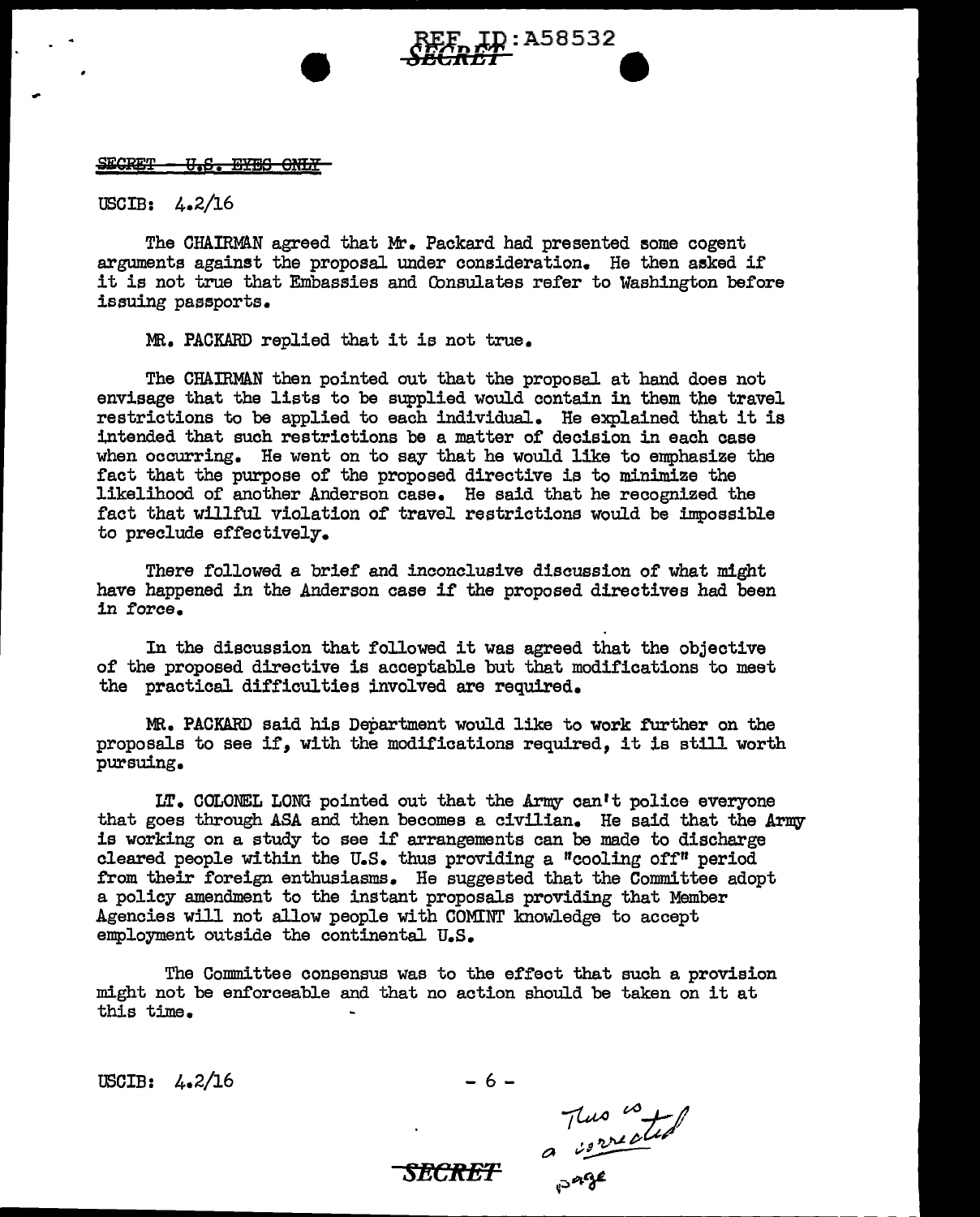SECRET ~~- U.S. EYES ONLY~~

USCIB: 4.2/16

The CHAIRMAN agreed that Mr. Packard had presented some cogent arguments against the proposal under consideration. He then asked if it is not true that Embassies and Consulates refer to Washington before issuing passports.

MR. PACKARD replied that it is not true.

The CHAIRMAN then pointed out that the proposal at hand does not envisage that the lists to be supplied would contain in them the travel restrictions to be applied to each individual. He explained that it is intended that such restrictions be a matter of decision in each case when occurring. He went on to say that he would like to emphasize the fact that the purpose of the proposed directive is to minimize the likelihood of another Anderson case. He said that he recognized the fact that willful violation of travel restrictions would be impossible to preclude effectively.

There followed a brief and inconclusive discussion of what might have happened in the Anderson case if the proposed directives had been in force.

In the discussion that followed it was agreed that the objective of the proposed directive is acceptable but that modifications to meet the practical difficulties involved are required.

MR. PACKARD said his Department would like to work further on the proposals to see if, with the modifications required, it is still worth pursuing.

LT. COLONEL LONG pointed out that the Army can't police everyone that goes through ASA and then becomes a civilian. He said that the Army is working on a study to see if arrangements can be made to discharge cleared people within the U.S. thus providing a "cooling off" period from their foreign enthusiasms. He suggested that the Committee adopt a policy amendment to the instant proposals providing that Member Agencies will not allow people with COMINT knowledge to accept employment outside the continental U.S.

The Committee consensus was to the effect that such a provision might not be enforceable and that no action should be taken on it at this time.

USCIB: 4.2/16

This is a corrected page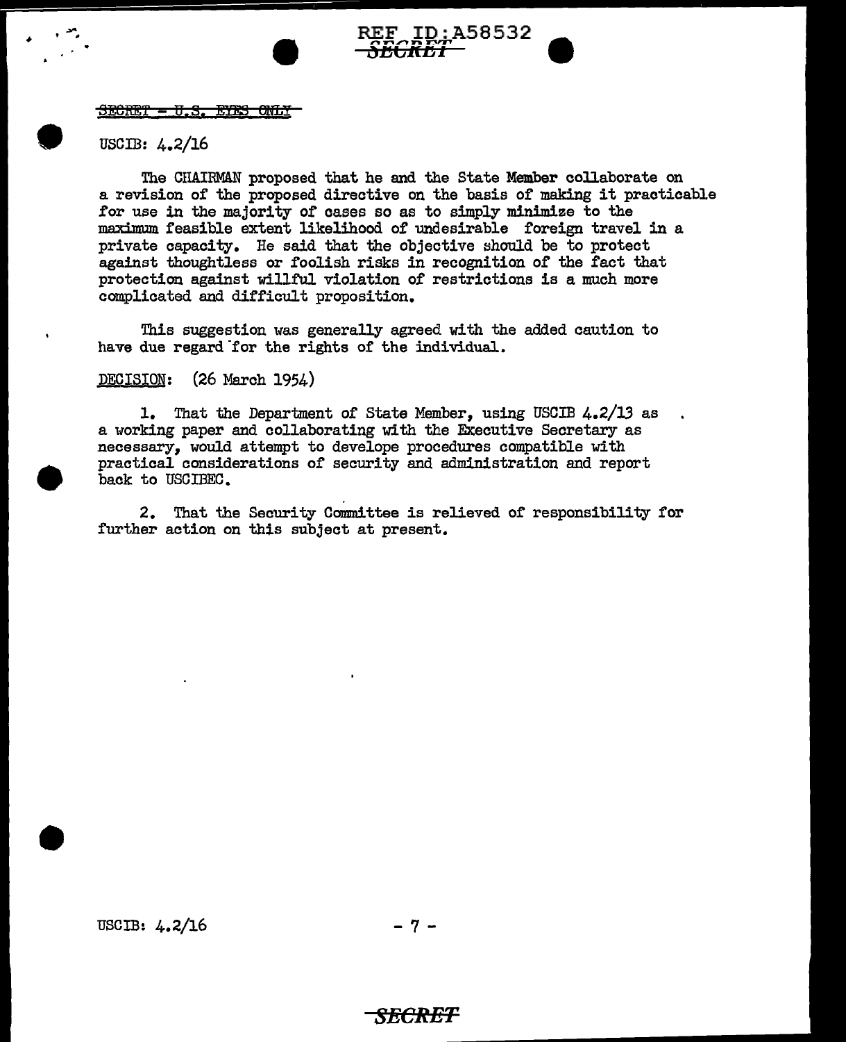~~SECRET - U.S. EYES ONLY~~

USCIB: 4.2/16

The CHAIRMAN proposed that he and the State Member collaborate on a revision of the proposed directive on the basis of making it practicable for use in the majority of cases so as to simply minimize to the maximum feasible extent likelihood of undesirable foreign travel in a private capacity. He said that the objective should be to protect against thoughtless or foolish risks in recognition of the fact that protection against willful violation of restrictions is a much more complicated and difficult proposition.

This suggestion was generally agreed with the added caution to have due regard for the rights of the individual.

<u>DECISION</u>: (26 March 1954)

1. That the Department of State Member, using USCIB 4.2/13 as a working paper and collaborating with the Executive Secretary as necessary, would attempt to develope procedures compatible with practical considerations of security and administration and report back to USCIBEC.

2. That the Security Committee is relieved of responsibility for further action on this subject at present.

USCIB: 4.2/16